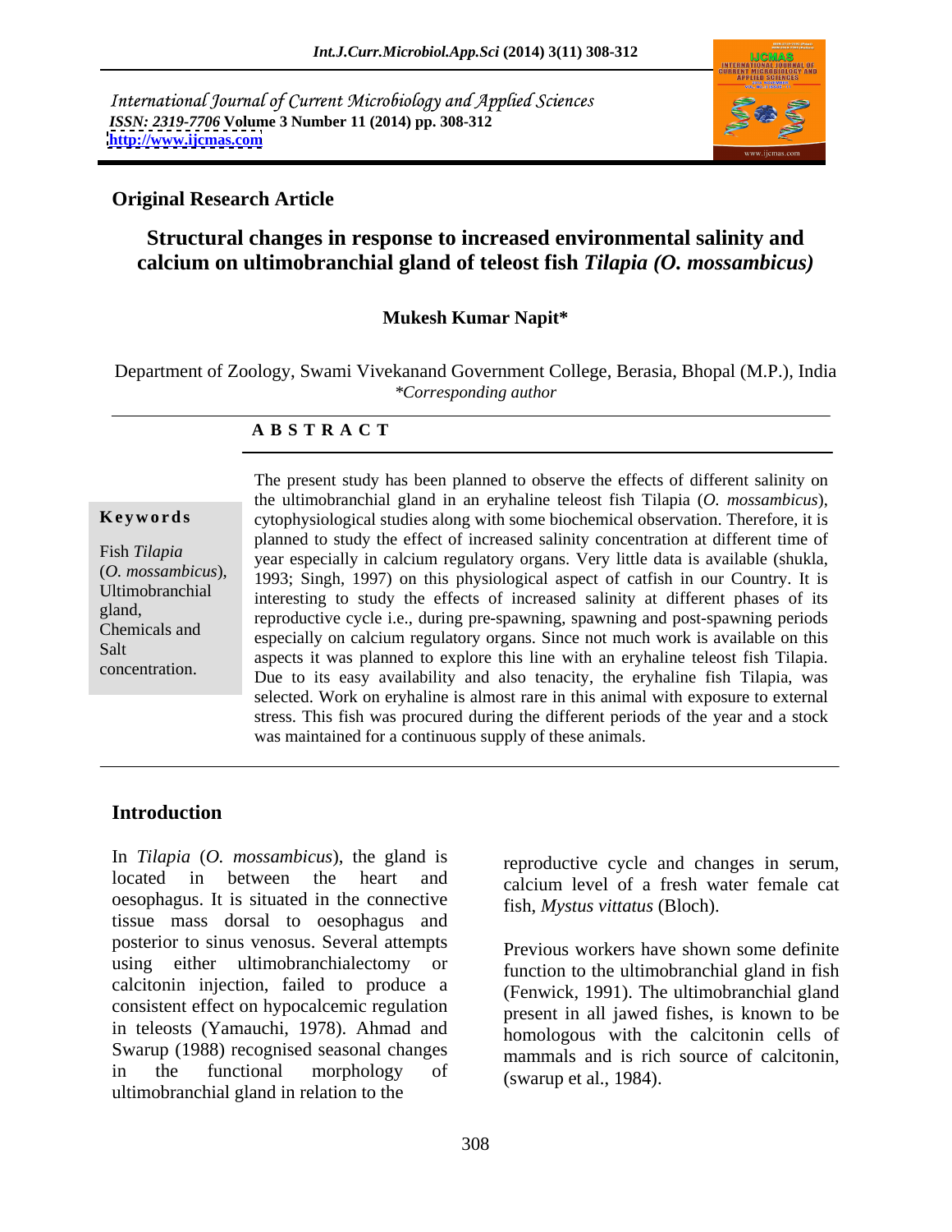International Journal of Current Microbiology and Applied Sciences
*ISSN: 2319-7706* **Volume 3 Number 11 (2014) pp. 308-312**
**http://www.ijcmas.com**

**Original Research Article**

# Structural changes in response to increased environmental salinity and calcium on ultimobranchial gland of teleost fish *Tilapia (O. mossambicus)*

**Mukesh Kumar Napit***

Department of Zoology, Swami Vivekanand Government College, Berasia, Bhopal (M.P.), India
*\*Corresponding author*

**A B S T R A C T**

**Keywords**

Fish *Tilapia* (*O. mossambicus*), Ultimobranchial gland, Chemicals and Salt concentration.

The present study has been planned to observe the effects of different salinity on the ultimobranchial gland in an eryhaline teleost fish Tilapia (*O. mossambicus*), cytophysiological studies along with some biochemical observation. Therefore, it is planned to study the effect of increased salinity concentration at different time of year especially in calcium regulatory organs. Very little data is available (shukla, 1993; Singh, 1997) on this physiological aspect of catfish in our Country. It is interesting to study the effects of increased salinity at different phases of its reproductive cycle i.e., during pre-spawning, spawning and post-spawning periods especially on calcium regulatory organs. Since not much work is available on this aspects it was planned to explore this line with an eryhaline teleost fish Tilapia. Due to its easy availability and also tenacity, the eryhaline fish Tilapia, was selected. Work on eryhaline is almost rare in this animal with exposure to external stress. This fish was procured during the different periods of the year and a stock was maintained for a continuous supply of these animals.

## Introduction

In *Tilapia* (*O. mossambicus*), the gland is located in between the heart and oesophagus. It is situated in the connective tissue mass dorsal to oesophagus and posterior to sinus venosus. Several attempts using either ultimobranchialectomy or calcitonin injection, failed to produce a consistent effect on hypocalcemic regulation in teleosts (Yamauchi, 1978). Ahmad and Swarup (1988) recognised seasonal changes in the functional morphology of ultimobranchial gland in relation to the reproductive cycle and changes in serum, calcium level of a fresh water female cat fish, *Mystus vittatus* (Bloch).

Previous workers have shown some definite function to the ultimobranchial gland in fish (Fenwick, 1991). The ultimobranchial gland present in all jawed fishes, is known to be homologous with the calcitonin cells of mammals and is rich source of calcitonin, (swarup et al., 1984).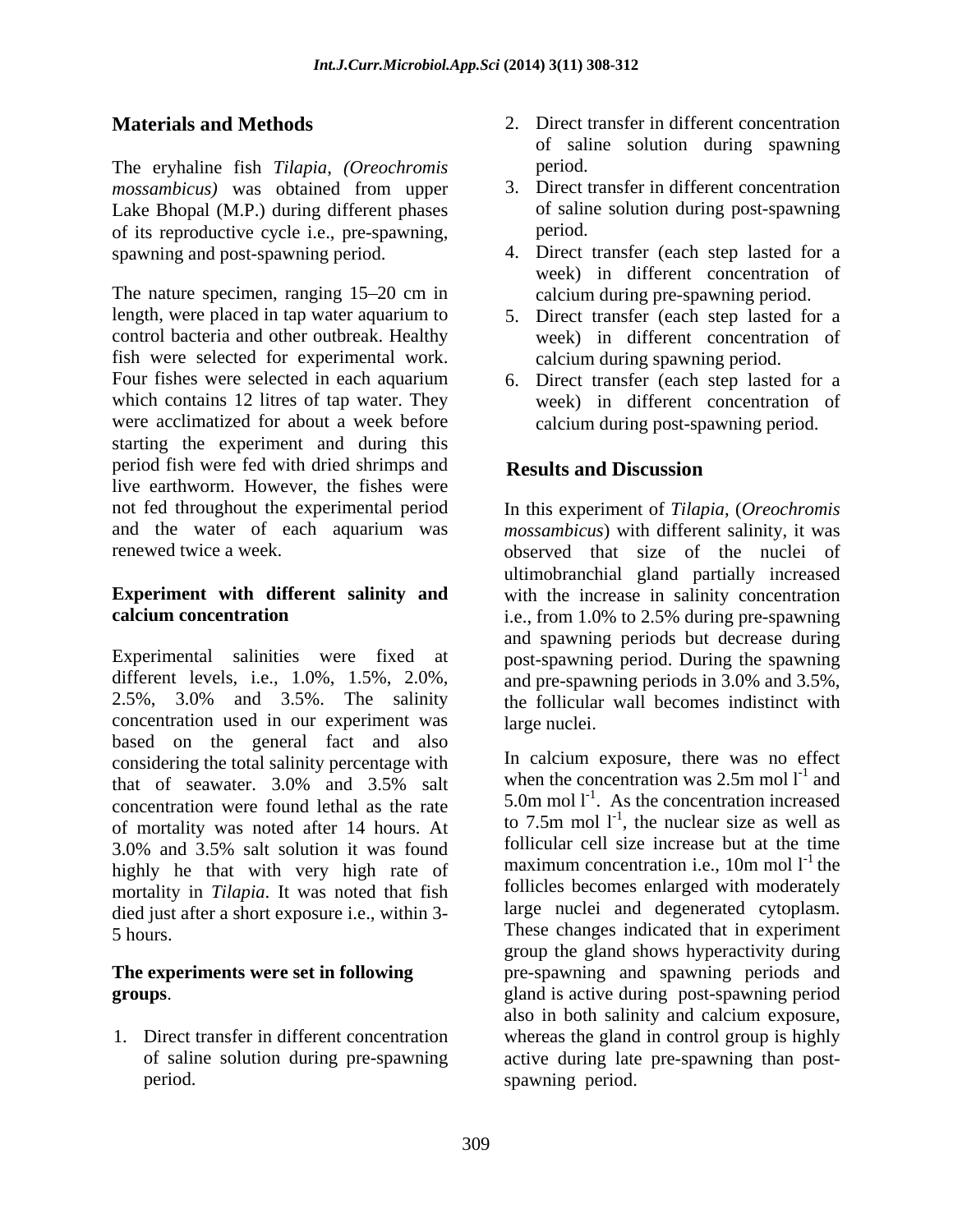## Materials and Methods

The eryhaline fish *Tilapia*, *(Oreochromis mossambicus)* was obtained from upper Lake Bhopal (M.P.) during different phases of its reproductive cycle i.e., pre-spawning, spawning and post-spawning period.

The nature specimen, ranging 15–20 cm in length, were placed in tap water aquarium to control bacteria and other outbreak. Healthy fish were selected for experimental work. Four fishes were selected in each aquarium which contains 12 litres of tap water. They were acclimatized for about a week before starting the experiment and during this period fish were fed with dried shrimps and live earthworm. However, the fishes were not fed throughout the experimental period and the water of each aquarium was renewed twice a week.

### Experiment with different salinity and calcium concentration

Experimental salinities were fixed at different levels, i.e., 1.0%, 1.5%, 2.0%, 2.5%, 3.0% and 3.5%. The salinity concentration used in our experiment was based on the general fact and also considering the total salinity percentage with that of seawater. 3.0% and 3.5% salt concentration were found lethal as the rate of mortality was noted after 14 hours. At 3.0% and 3.5% salt solution it was found highly he that with very high rate of mortality in *Tilapia*. It was noted that fish died just after a short exposure i.e., within 3-5 hours.

**The experiments were set in following groups**.

1. Direct transfer in different concentration of saline solution during pre-spawning period.
2. Direct transfer in different concentration of saline solution during spawning period.
3. Direct transfer in different concentration of saline solution during post-spawning period.
4. Direct transfer (each step lasted for a week) in different concentration of calcium during pre-spawning period.
5. Direct transfer (each step lasted for a week) in different concentration of calcium during spawning period.
6. Direct transfer (each step lasted for a week) in different concentration of calcium during post-spawning period.

## Results and Discussion

In this experiment of *Tilapia*, (*Oreochromis mossambicus*) with different salinity, it was observed that size of the nuclei of ultimobranchial gland partially increased with the increase in salinity concentration i.e., from 1.0% to 2.5% during pre-spawning and spawning periods but decrease during post-spawning period. During the spawning and pre-spawning periods in 3.0% and 3.5%, the follicular wall becomes indistinct with large nuclei.

In calcium exposure, there was no effect when the concentration was 2.5m mol $l^{-1}$ and 5.0m mol $l^{-1}$. As the concentration increased to 7.5m mol $l^{-1}$, the nuclear size as well as follicular cell size increase but at the time maximum concentration i.e., 10m mol $l^{-1}$ the follicles becomes enlarged with moderately large nuclei and degenerated cytoplasm. These changes indicated that in experiment group the gland shows hyperactivity during pre-spawning and spawning periods and gland is active during post-spawning period also in both salinity and calcium exposure, whereas the gland in control group is highly active during late pre-spawning than post-spawning period.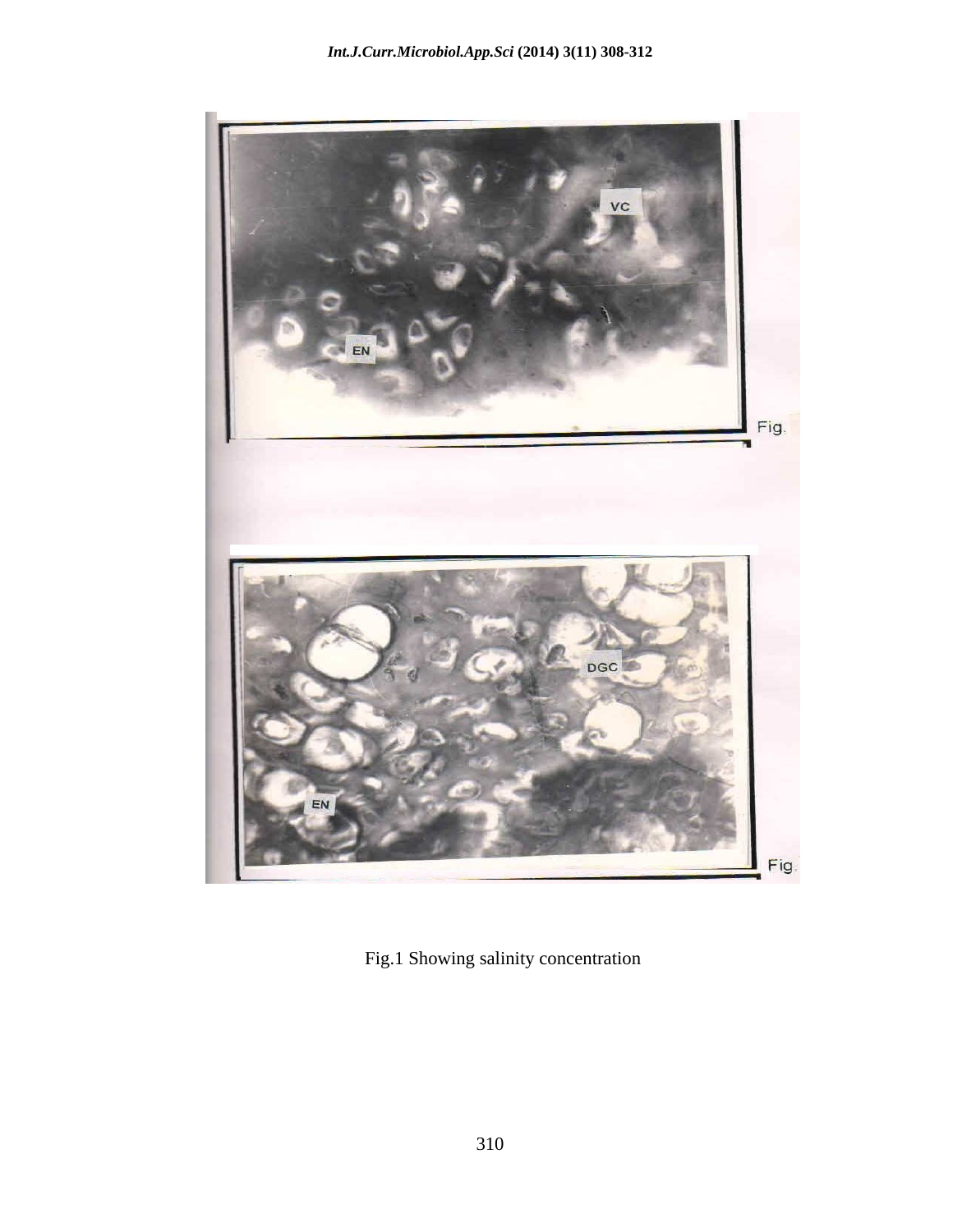Fig.1 Showing salinity concentration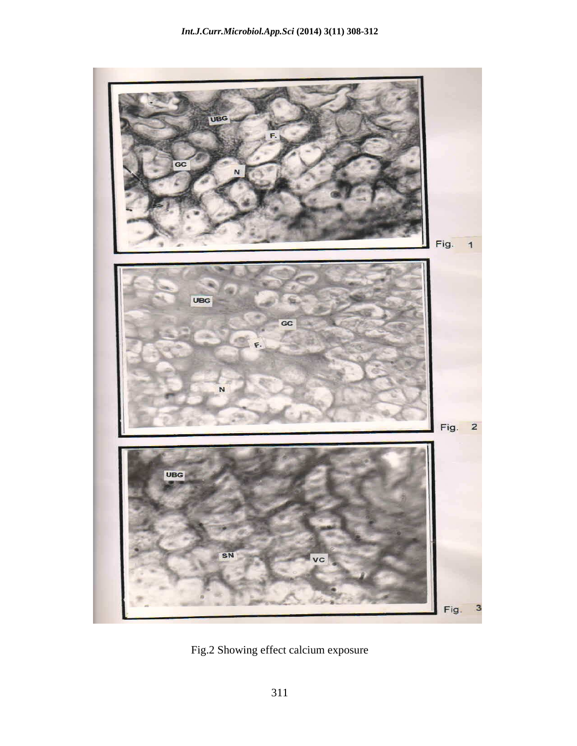Fig.2 Showing effect calcium exposure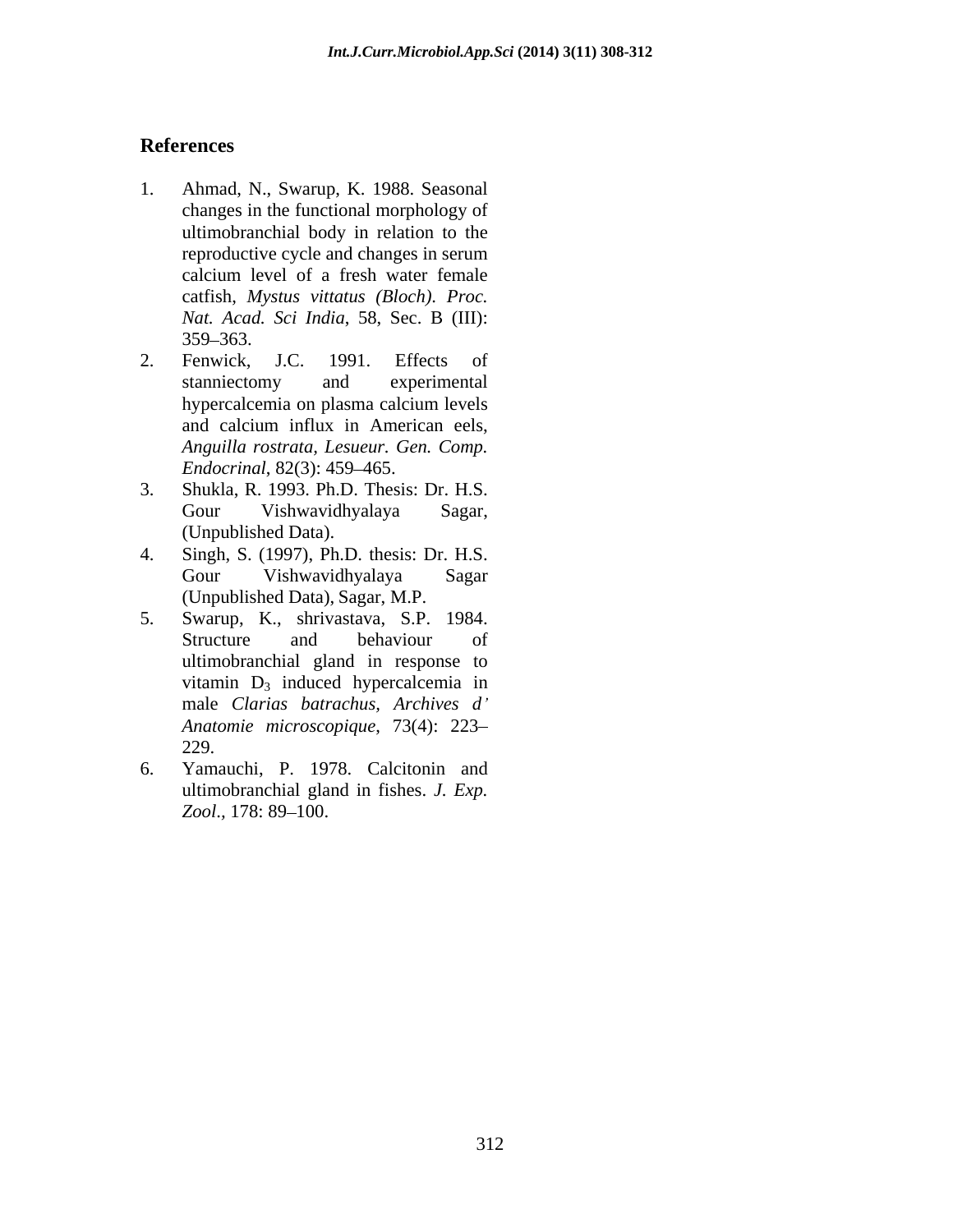## References

1. Ahmad, N., Swarup, K. 1988. Seasonal changes in the functional morphology of ultimobranchial body in relation to the reproductive cycle and changes in serum calcium level of a fresh water female catfish, *Mystus vittatus (Bloch)*. *Proc. Nat. Acad. Sci India*, 58, Sec. B (III): 359–363.
2. Fenwick, J.C. 1991. Effects of stanniectomy and experimental hypercalcemia on plasma calcium levels and calcium influx in American eels, *Anguilla rostrata, Lesueur*. *Gen. Comp. Endocrinal*, 82(3): 459–465.
3. Shukla, R. 1993. Ph.D. Thesis: Dr. H.S. Gour Vishwavidhyalaya Sagar, (Unpublished Data).
4. Singh, S. (1997), Ph.D. thesis: Dr. H.S. Gour Vishwavidhyalaya Sagar (Unpublished Data), Sagar, M.P.
5. Swarup, K., shrivastava, S.P. 1984. Structure and behaviour of ultimobranchial gland in response to vitamin $D_3$ induced hypercalcemia in male *Clarias batrachus, Archives d' Anatomie microscopique*, 73(4): 223–229.
6. Yamauchi, P. 1978. Calcitonin and ultimobranchial gland in fishes. *J. Exp. Zool*., 178: 89–100.